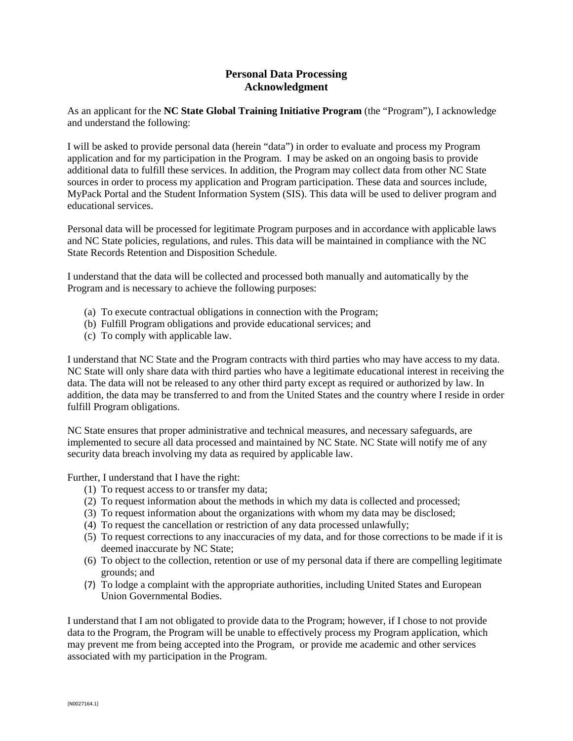# Personal Data Processing Acknowledgment

As an applicant for the **NC State Global Training Initiative Program** (the "Program"), I acknowledge and understand the following:

I will be asked to provide personal data (herein "data") in order to evaluate and process my Program application and for my participation in the Program. I may be asked on an ongoing basis to provide additional data to fulfill these services. In addition, the Program may collect data from other NC State sources in order to process my application and Program participation. These data and sources include, MyPack Portal and the Student Information System (SIS). This data will be used to deliver program and educational services.

Personal data will be processed for legitimate Program purposes and in accordance with applicable laws and NC State policies, regulations, and rules. This data will be maintained in compliance with the NC State Records Retention and Disposition Schedule.

I understand that the data will be collected and processed both manually and automatically by the Program and is necessary to achieve the following purposes:

(a) To execute contractual obligations in connection with the Program;
(b) Fulfill Program obligations and provide educational services; and
(c) To comply with applicable law.

I understand that NC State and the Program contracts with third parties who may have access to my data. NC State will only share data with third parties who have a legitimate educational interest in receiving the data. The data will not be released to any other third party except as required or authorized by law. In addition, the data may be transferred to and from the United States and the country where I reside in order fulfill Program obligations.

NC State ensures that proper administrative and technical measures, and necessary safeguards, are implemented to secure all data processed and maintained by NC State. NC State will notify me of any security data breach involving my data as required by applicable law.

Further, I understand that I have the right:

(1) To request access to or transfer my data;
(2) To request information about the methods in which my data is collected and processed;
(3) To request information about the organizations with whom my data may be disclosed;
(4) To request the cancellation or restriction of any data processed unlawfully;
(5) To request corrections to any inaccuracies of my data, and for those corrections to be made if it is deemed inaccurate by NC State;
(6) To object to the collection, retention or use of my personal data if there are compelling legitimate grounds; and
(7) To lodge a complaint with the appropriate authorities, including United States and European Union Governmental Bodies.

I understand that I am not obligated to provide data to the Program; however, if I chose to not provide data to the Program, the Program will be unable to effectively process my Program application, which may prevent me from being accepted into the Program, or provide me academic and other services associated with my participation in the Program.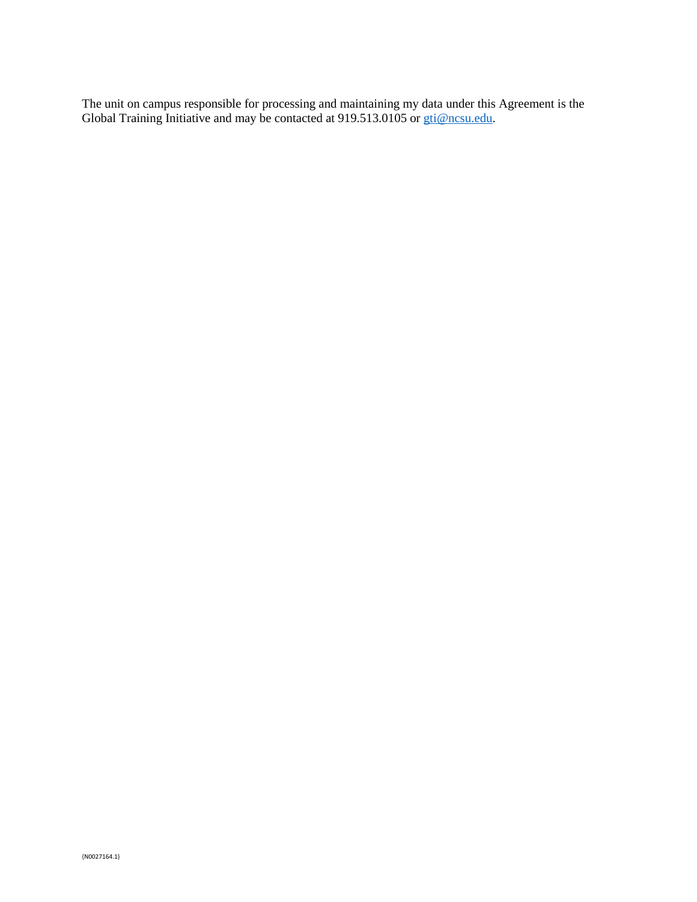The unit on campus responsible for processing and maintaining my data under this Agreement is the Global Training Initiative and may be contacted at 919.513.0105 or gti@ncsu.edu.